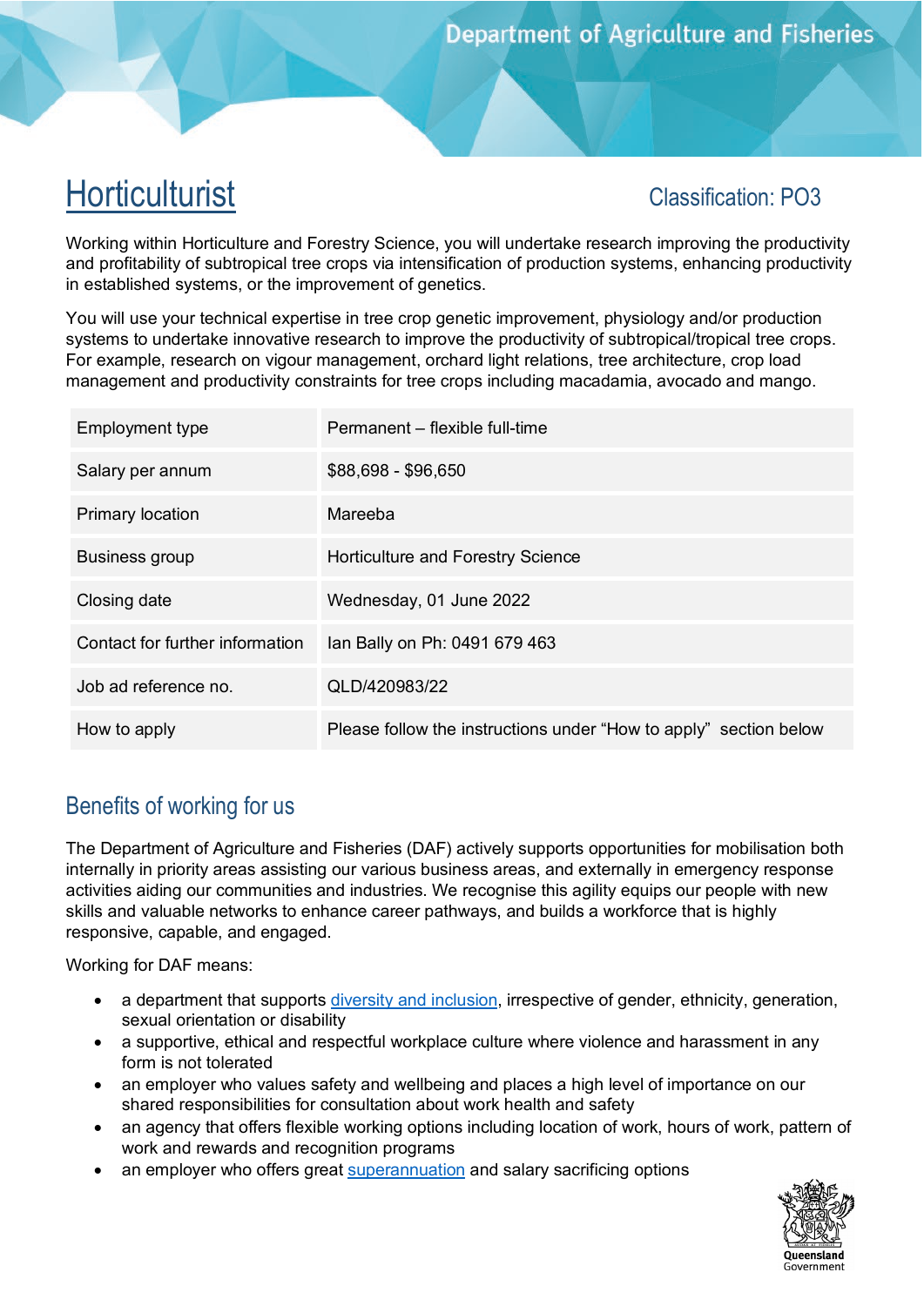# Horticulturist

Classification: PO3

Working within Horticulture and Forestry Science, you will undertake research improving the productivity and profitability of subtropical tree crops via intensification of production systems, enhancing productivity in established systems, or the improvement of genetics.

You will use your technical expertise in tree crop genetic improvement, physiology and/or production systems to undertake innovative research to improve the productivity of subtropical/tropical tree crops. For example, research on vigour management, orchard light relations, tree architecture, crop load management and productivity constraints for tree crops including macadamia, avocado and mango.

| | |
|---|---|
| Employment type | Permanent – flexible full-time |
| Salary per annum | $88,698 - $96,650 |
| Primary location | Mareeba |
| Business group | Horticulture and Forestry Science |
| Closing date | Wednesday, 01 June 2022 |
| Contact for further information | Ian Bally on Ph: 0491 679 463 |
| Job ad reference no. | QLD/420983/22 |
| How to apply | Please follow the instructions under "How to apply" section below |

## Benefits of working for us

The Department of Agriculture and Fisheries (DAF) actively supports opportunities for mobilisation both internally in priority areas assisting our various business areas, and externally in emergency response activities aiding our communities and industries. We recognise this agility equips our people with new skills and valuable networks to enhance career pathways, and builds a workforce that is highly responsive, capable, and engaged.

Working for DAF means:

- a department that supports diversity and inclusion, irrespective of gender, ethnicity, generation, sexual orientation or disability
- a supportive, ethical and respectful workplace culture where violence and harassment in any form is not tolerated
- an employer who values safety and wellbeing and places a high level of importance on our shared responsibilities for consultation about work health and safety
- an agency that offers flexible working options including location of work, hours of work, pattern of work and rewards and recognition programs
- an employer who offers great superannuation and salary sacrificing options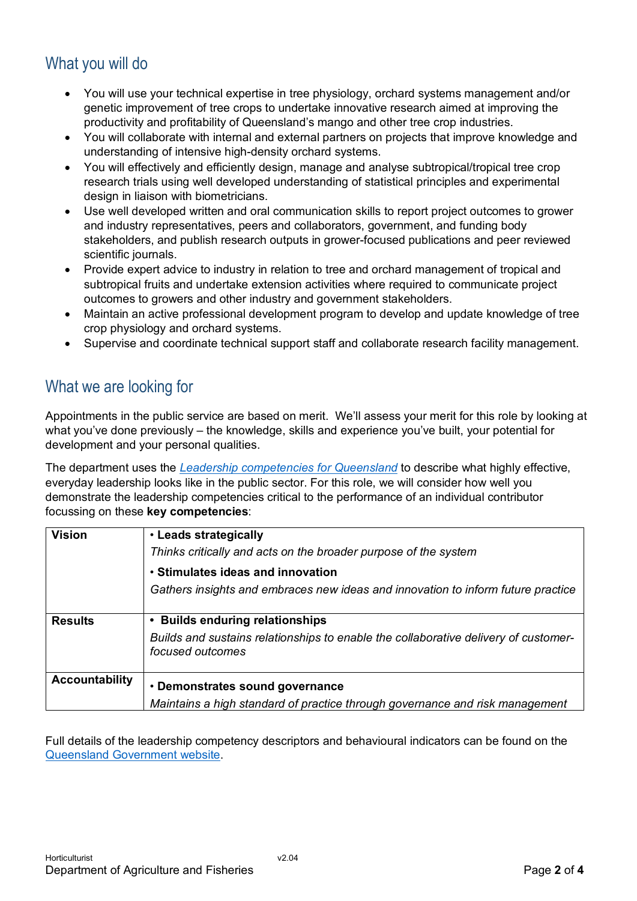## What you will do

- You will use your technical expertise in tree physiology, orchard systems management and/or genetic improvement of tree crops to undertake innovative research aimed at improving the productivity and profitability of Queensland's mango and other tree crop industries.
- You will collaborate with internal and external partners on projects that improve knowledge and understanding of intensive high-density orchard systems.
- You will effectively and efficiently design, manage and analyse subtropical/tropical tree crop research trials using well developed understanding of statistical principles and experimental design in liaison with biometricians.
- Use well developed written and oral communication skills to report project outcomes to grower and industry representatives, peers and collaborators, government, and funding body stakeholders, and publish research outputs in grower-focused publications and peer reviewed scientific journals.
- Provide expert advice to industry in relation to tree and orchard management of tropical and subtropical fruits and undertake extension activities where required to communicate project outcomes to growers and other industry and government stakeholders.
- Maintain an active professional development program to develop and update knowledge of tree crop physiology and orchard systems.
- Supervise and coordinate technical support staff and collaborate research facility management.

## What we are looking for

Appointments in the public service are based on merit. We'll assess your merit for this role by looking at what you've done previously – the knowledge, skills and experience you've built, your potential for development and your personal qualities.

The department uses the [*Leadership competencies for Queensland*](#) to describe what highly effective, everyday leadership looks like in the public sector. For this role, we will consider how well you demonstrate the leadership competencies critical to the performance of an individual contributor focussing on these **key competencies**:

| | |
|---|---|
| **Vision** | • **Leads strategically**<br>*Thinks critically and acts on the broader purpose of the system*<br>• **Stimulates ideas and innovation**<br>*Gathers insights and embraces new ideas and innovation to inform future practice* |
| **Results** | • **Builds enduring relationships**<br>*Builds and sustains relationships to enable the collaborative delivery of customer-focused outcomes* |
| **Accountability** | • **Demonstrates sound governance**<br>*Maintains a high standard of practice through governance and risk management* |

Full details of the leadership competency descriptors and behavioural indicators can be found on the [Queensland Government website](#).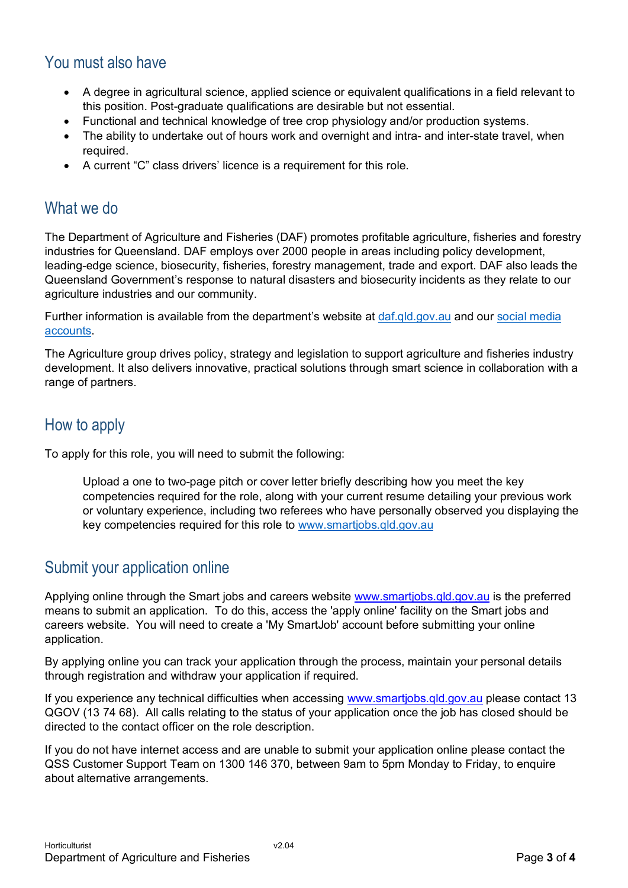## You must also have

- A degree in agricultural science, applied science or equivalent qualifications in a field relevant to this position. Post-graduate qualifications are desirable but not essential.
- Functional and technical knowledge of tree crop physiology and/or production systems.
- The ability to undertake out of hours work and overnight and intra- and inter-state travel, when required.
- A current "C" class drivers' licence is a requirement for this role.

## What we do

The Department of Agriculture and Fisheries (DAF) promotes profitable agriculture, fisheries and forestry industries for Queensland. DAF employs over 2000 people in areas including policy development, leading-edge science, biosecurity, fisheries, forestry management, trade and export. DAF also leads the Queensland Government's response to natural disasters and biosecurity incidents as they relate to our agriculture industries and our community.

Further information is available from the department's website at [daf.qld.gov.au](daf.qld.gov.au) and our [social media accounts]().

The Agriculture group drives policy, strategy and legislation to support agriculture and fisheries industry development. It also delivers innovative, practical solutions through smart science in collaboration with a range of partners.

## How to apply

To apply for this role, you will need to submit the following:

> Upload a one to two-page pitch or cover letter briefly describing how you meet the key competencies required for the role, along with your current resume detailing your previous work or voluntary experience, including two referees who have personally observed you displaying the key competencies required for this role to [www.smartjobs.qld.gov.au](www.smartjobs.qld.gov.au)

## Submit your application online

Applying online through the Smart jobs and careers website [www.smartjobs.qld.gov.au](www.smartjobs.qld.gov.au) is the preferred means to submit an application. To do this, access the 'apply online' facility on the Smart jobs and careers website. You will need to create a 'My SmartJob' account before submitting your online application.

By applying online you can track your application through the process, maintain your personal details through registration and withdraw your application if required.

If you experience any technical difficulties when accessing [www.smartjobs.qld.gov.au](www.smartjobs.qld.gov.au) please contact 13 QGOV (13 74 68). All calls relating to the status of your application once the job has closed should be directed to the contact officer on the role description.

If you do not have internet access and are unable to submit your application online please contact the QSS Customer Support Team on 1300 146 370, between 9am to 5pm Monday to Friday, to enquire about alternative arrangements.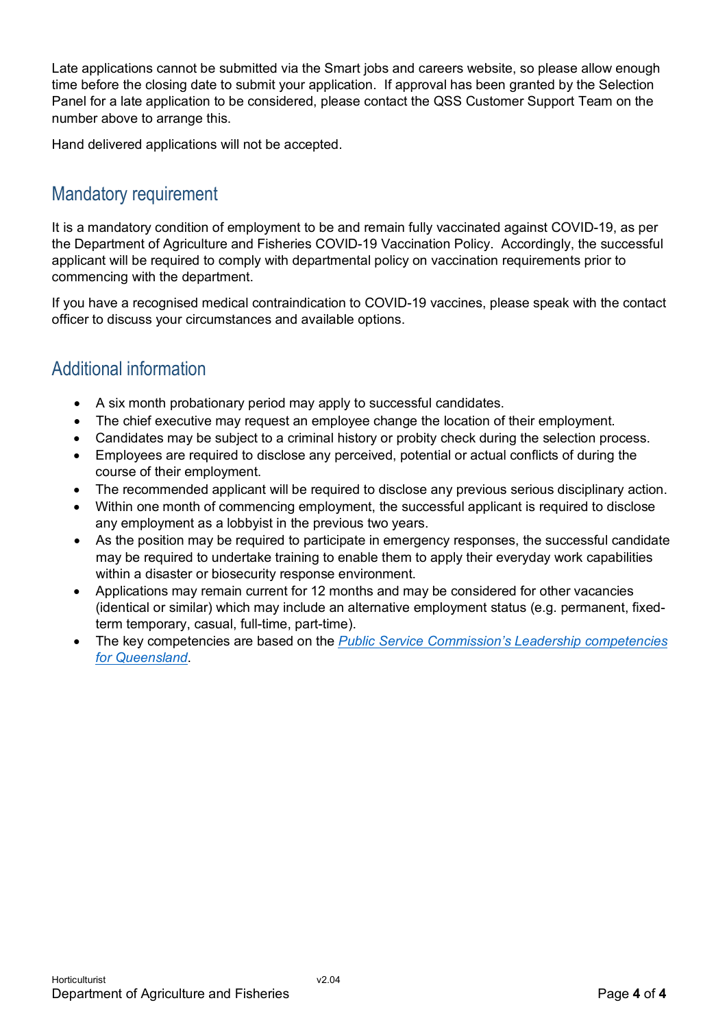Late applications cannot be submitted via the Smart jobs and careers website, so please allow enough time before the closing date to submit your application. If approval has been granted by the Selection Panel for a late application to be considered, please contact the QSS Customer Support Team on the number above to arrange this.

Hand delivered applications will not be accepted.

## Mandatory requirement

It is a mandatory condition of employment to be and remain fully vaccinated against COVID-19, as per the Department of Agriculture and Fisheries COVID-19 Vaccination Policy. Accordingly, the successful applicant will be required to comply with departmental policy on vaccination requirements prior to commencing with the department.

If you have a recognised medical contraindication to COVID-19 vaccines, please speak with the contact officer to discuss your circumstances and available options.

## Additional information

- A six month probationary period may apply to successful candidates.
- The chief executive may request an employee change the location of their employment.
- Candidates may be subject to a criminal history or probity check during the selection process.
- Employees are required to disclose any perceived, potential or actual conflicts of during the course of their employment.
- The recommended applicant will be required to disclose any previous serious disciplinary action.
- Within one month of commencing employment, the successful applicant is required to disclose any employment as a lobbyist in the previous two years.
- As the position may be required to participate in emergency responses, the successful candidate may be required to undertake training to enable them to apply their everyday work capabilities within a disaster or biosecurity response environment.
- Applications may remain current for 12 months and may be considered for other vacancies (identical or similar) which may include an alternative employment status (e.g. permanent, fixed-term temporary, casual, full-time, part-time).
- The key competencies are based on the *Public Service Commission's Leadership competencies for Queensland*.